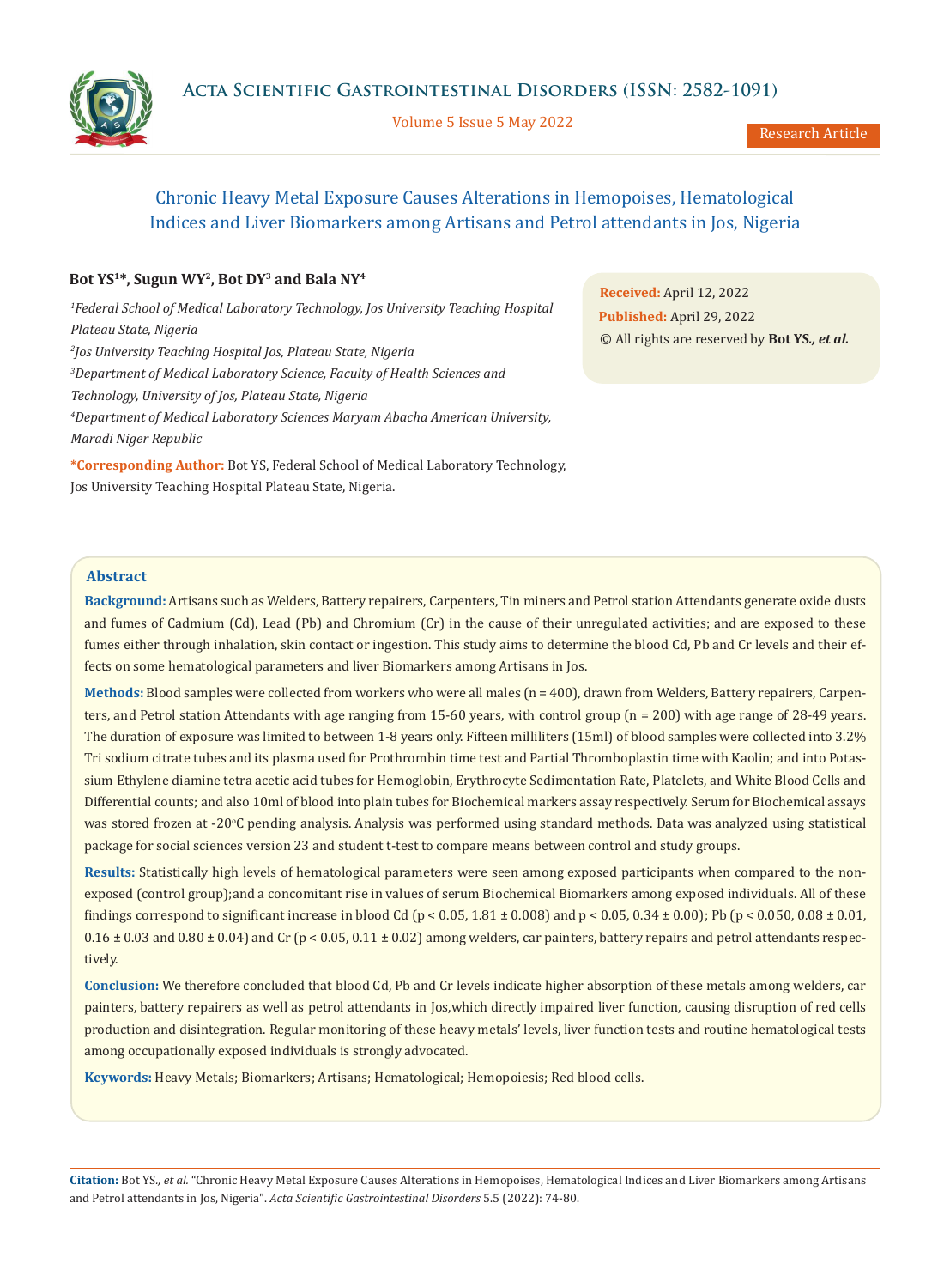# Chronic Heavy Metal Exposure Causes Alterations in Hemopoises, Hematological Indices and Liver Biomarkers among Artisans and Petrol attendants in Jos, Nigeria

**Bot YS[1]*, Sugun WY[2], Bot DY[3] and Bala NY[4]**

[1]*Federal School of Medical Laboratory Technology, Jos University Teaching Hospital Plateau State, Nigeria*

[2]*Jos University Teaching Hospital Jos, Plateau State, Nigeria*

[3]*Department of Medical Laboratory Science, Faculty of Health Sciences and Technology, University of Jos, Plateau State, Nigeria*

[4]*Department of Medical Laboratory Sciences Maryam Abacha American University, Maradi Niger Republic*

**\*Corresponding Author:** Bot YS, Federal School of Medical Laboratory Technology, Jos University Teaching Hospital Plateau State, Nigeria.

**Received:** April 12, 2022

**Published:** April 29, 2022

© All rights are reserved by **Bot YS., *et al.***

## Abstract

**Background:** Artisans such as Welders, Battery repairers, Carpenters, Tin miners and Petrol station Attendants generate oxide dusts and fumes of Cadmium (Cd), Lead (Pb) and Chromium (Cr) in the cause of their unregulated activities; and are exposed to these fumes either through inhalation, skin contact or ingestion. This study aims to determine the blood Cd, Pb and Cr levels and their effects on some hematological parameters and liver Biomarkers among Artisans in Jos.

**Methods:** Blood samples were collected from workers who were all males (n = 400), drawn from Welders, Battery repairers, Carpenters, and Petrol station Attendants with age ranging from 15-60 years, with control group (n = 200) with age range of 28-49 years. The duration of exposure was limited to between 1-8 years only. Fifteen milliliters (15ml) of blood samples were collected into 3.2% Tri sodium citrate tubes and its plasma used for Prothrombin time test and Partial Thromboplastin time with Kaolin; and into Potassium Ethylene diamine tetra acetic acid tubes for Hemoglobin, Erythrocyte Sedimentation Rate, Platelets, and White Blood Cells and Differential counts; and also 10ml of blood into plain tubes for Biochemical markers assay respectively. Serum for Biochemical assays was stored frozen at -20°C pending analysis. Analysis was performed using standard methods. Data was analyzed using statistical package for social sciences version 23 and student t-test to compare means between control and study groups.

**Results:** Statistically high levels of hematological parameters were seen among exposed participants when compared to the non-exposed (control group);and a concomitant rise in values of serum Biochemical Biomarkers among exposed individuals. All of these findings correspond to significant increase in blood Cd ($p < 0.05$, 1.81 ± 0.008) and $p < 0.05$, 0.34 ± 0.00); Pb ($p < 0.050$, 0.08 ± 0.01, 0.16 ± 0.03 and 0.80 ± 0.04) and Cr ($p < 0.05$, 0.11 ± 0.02) among welders, car painters, battery repairs and petrol attendants respectively.

**Conclusion:** We therefore concluded that blood Cd, Pb and Cr levels indicate higher absorption of these metals among welders, car painters, battery repairers as well as petrol attendants in Jos,which directly impaired liver function, causing disruption of red cells production and disintegration. Regular monitoring of these heavy metals' levels, liver function tests and routine hematological tests among occupationally exposed individuals is strongly advocated.

**Keywords:** Heavy Metals; Biomarkers; Artisans; Hematological; Hemopoiesis; Red blood cells.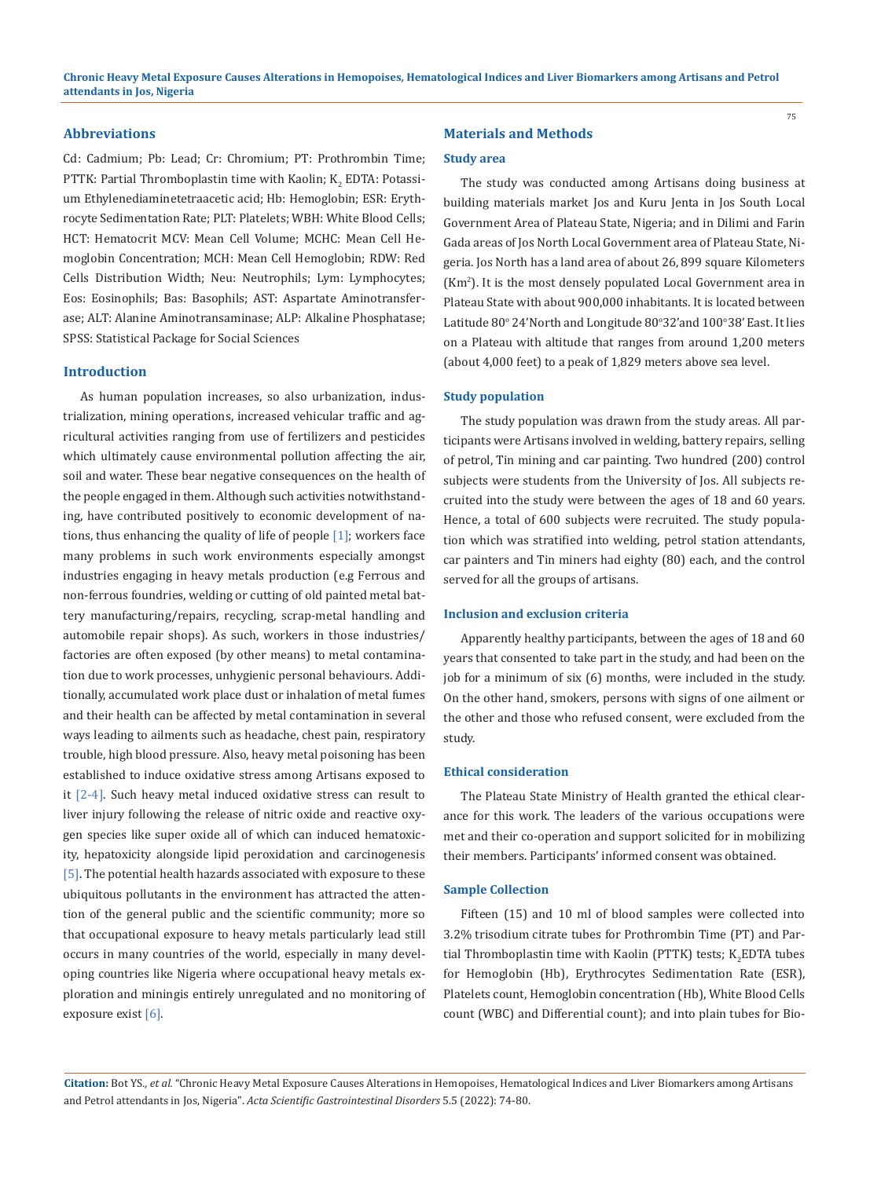## Abbreviations

Cd: Cadmium; Pb: Lead; Cr: Chromium; PT: Prothrombin Time; PTTK: Partial Thromboplastin time with Kaolin; $K_2$ EDTA: Potassium Ethylenediaminetetraacetic acid; Hb: Hemoglobin; ESR: Erythrocyte Sedimentation Rate; PLT: Platelets; WBH: White Blood Cells; HCT: Hematocrit MCV: Mean Cell Volume; MCHC: Mean Cell Hemoglobin Concentration; MCH: Mean Cell Hemoglobin; RDW: Red Cells Distribution Width; Neu: Neutrophils; Lym: Lymphocytes; Eos: Eosinophils; Bas: Basophils; AST: Aspartate Aminotransferase; ALT: Alanine Aminotransaminase; ALP: Alkaline Phosphatase; SPSS: Statistical Package for Social Sciences

## Introduction

As human population increases, so also urbanization, industrialization, mining operations, increased vehicular traffic and agricultural activities ranging from use of fertilizers and pesticides which ultimately cause environmental pollution affecting the air, soil and water. These bear negative consequences on the health of the people engaged in them. Although such activities notwithstanding, have contributed positively to economic development of nations, thus enhancing the quality of life of people [1]; workers face many problems in such work environments especially amongst industries engaging in heavy metals production (e.g Ferrous and non-ferrous foundries, welding or cutting of old painted metal battery manufacturing/repairs, recycling, scrap-metal handling and automobile repair shops). As such, workers in those industries/factories are often exposed (by other means) to metal contamination due to work processes, unhygienic personal behaviours. Additionally, accumulated work place dust or inhalation of metal fumes and their health can be affected by metal contamination in several ways leading to ailments such as headache, chest pain, respiratory trouble, high blood pressure. Also, heavy metal poisoning has been established to induce oxidative stress among Artisans exposed to it [2-4]. Such heavy metal induced oxidative stress can result to liver injury following the release of nitric oxide and reactive oxygen species like super oxide all of which can induced hematoxicity, hepatoxicity alongside lipid peroxidation and carcinogenesis [5]. The potential health hazards associated with exposure to these ubiquitous pollutants in the environment has attracted the attention of the general public and the scientific community; more so that occupational exposure to heavy metals particularly lead still occurs in many countries of the world, especially in many developing countries like Nigeria where occupational heavy metals exploration and miningis entirely unregulated and no monitoring of exposure exist [6].

## Materials and Methods

### Study area

The study was conducted among Artisans doing business at building materials market Jos and Kuru Jenta in Jos South Local Government Area of Plateau State, Nigeria; and in Dilimi and Farin Gada areas of Jos North Local Government area of Plateau State, Nigeria. Jos North has a land area of about 26, 899 square Kilometers ($Km^2$). It is the most densely populated Local Government area in Plateau State with about 900,000 inhabitants. It is located between Latitude 80° 24'North and Longitude 80°32'and 100°38' East. It lies on a Plateau with altitude that ranges from around 1,200 meters (about 4,000 feet) to a peak of 1,829 meters above sea level.

### Study population

The study population was drawn from the study areas. All participants were Artisans involved in welding, battery repairs, selling of petrol, Tin mining and car painting. Two hundred (200) control subjects were students from the University of Jos. All subjects recruited into the study were between the ages of 18 and 60 years. Hence, a total of 600 subjects were recruited. The study population which was stratified into welding, petrol station attendants, car painters and Tin miners had eighty (80) each, and the control served for all the groups of artisans.

### Inclusion and exclusion criteria

Apparently healthy participants, between the ages of 18 and 60 years that consented to take part in the study, and had been on the job for a minimum of six (6) months, were included in the study. On the other hand, smokers, persons with signs of one ailment or the other and those who refused consent, were excluded from the study.

### Ethical consideration

The Plateau State Ministry of Health granted the ethical clearance for this work. The leaders of the various occupations were met and their co-operation and support solicited for in mobilizing their members. Participants' informed consent was obtained.

### Sample Collection

Fifteen (15) and 10 ml of blood samples were collected into 3.2% trisodium citrate tubes for Prothrombin Time (PT) and Partial Thromboplastin time with Kaolin (PTTK) tests; $K_2$EDTA tubes for Hemoglobin (Hb), Erythrocytes Sedimentation Rate (ESR), Platelets count, Hemoglobin concentration (Hb), White Blood Cells count (WBC) and Differential count); and into plain tubes for Bio-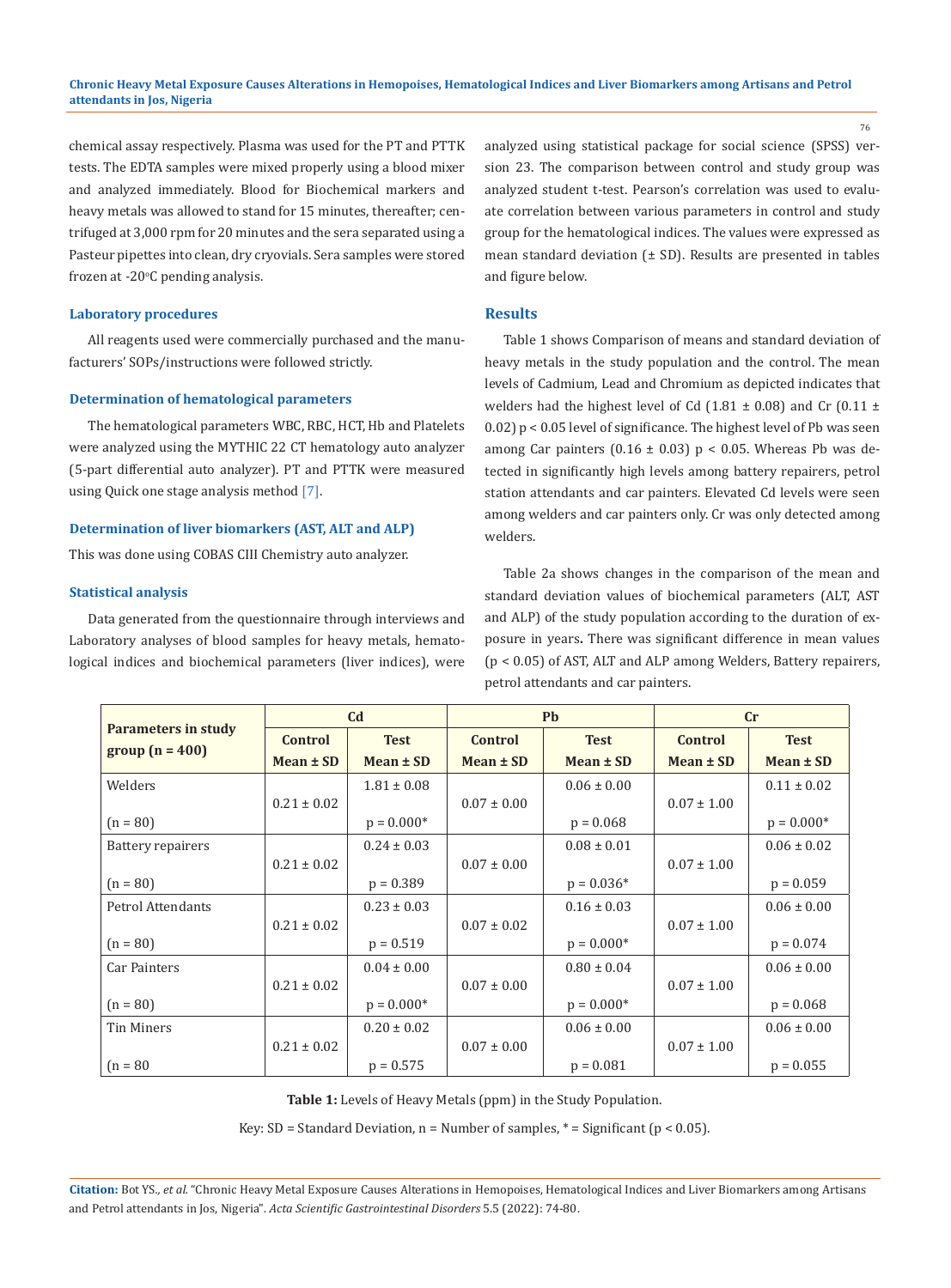chemical assay respectively. Plasma was used for the PT and PTTK tests. The EDTA samples were mixed properly using a blood mixer and analyzed immediately. Blood for Biochemical markers and heavy metals was allowed to stand for 15 minutes, thereafter; centrifuged at 3,000 rpm for 20 minutes and the sera separated using a Pasteur pipettes into clean, dry cryovials. Sera samples were stored frozen at -20°C pending analysis.

### Laboratory procedures

All reagents used were commercially purchased and the manufacturers' SOPs/instructions were followed strictly.

### Determination of hematological parameters

The hematological parameters WBC, RBC, HCT, Hb and Platelets were analyzed using the MYTHIC 22 CT hematology auto analyzer (5-part differential auto analyzer). PT and PTTK were measured using Quick one stage analysis method [7].

### Determination of liver biomarkers (AST, ALT and ALP)

This was done using COBAS CIII Chemistry auto analyzer.

### Statistical analysis

Data generated from the questionnaire through interviews and Laboratory analyses of blood samples for heavy metals, hematological indices and biochemical parameters (liver indices), were analyzed using statistical package for social science (SPSS) version 23. The comparison between control and study group was analyzed student t-test. Pearson's correlation was used to evaluate correlation between various parameters in control and study group for the hematological indices. The values were expressed as mean standard deviation (± SD). Results are presented in tables and figure below.

## Results

Table 1 shows Comparison of means and standard deviation of heavy metals in the study population and the control. The mean levels of Cadmium, Lead and Chromium as depicted indicates that welders had the highest level of Cd (1.81 ± 0.08) and Cr (0.11 ± 0.02) $p < 0.05$ level of significance. The highest level of Pb was seen among Car painters (0.16 ± 0.03) $p < 0.05$. Whereas Pb was detected in significantly high levels among battery repairers, petrol station attendants and car painters. Elevated Cd levels were seen among welders and car painters only. Cr was only detected among welders.

Table 2a shows changes in the comparison of the mean and standard deviation values of biochemical parameters (ALT, AST and ALP) of the study population according to the duration of exposure in years**.** There was significant difference in mean values ($p < 0.05$) of AST, ALT and ALP among Welders, Battery repairers, petrol attendants and car painters.

| Parameters in study group (n = 400) | Cd | | Pb | | Cr | |
|---|---|---|---|---|---|---|
| | Control Mean ± SD | Test Mean ± SD | Control Mean ± SD | Test Mean ± SD | Control Mean ± SD | Test Mean ± SD |
| Welders (n = 80) | 0.21 ± 0.02 | 1.81 ± 0.08 p = 0.000* | 0.07 ± 0.00 | 0.06 ± 0.00 p = 0.068 | 0.07 ± 1.00 | 0.11 ± 0.02 p = 0.000* |
| Battery repairers (n = 80) | 0.21 ± 0.02 | 0.24 ± 0.03 p = 0.389 | 0.07 ± 0.00 | 0.08 ± 0.01 p = 0.036* | 0.07 ± 1.00 | 0.06 ± 0.02 p = 0.059 |
| Petrol Attendants (n = 80) | 0.21 ± 0.02 | 0.23 ± 0.03 p = 0.519 | 0.07 ± 0.02 | 0.16 ± 0.03 p = 0.000* | 0.07 ± 1.00 | 0.06 ± 0.00 p = 0.074 |
| Car Painters (n = 80) | 0.21 ± 0.02 | 0.04 ± 0.00 p = 0.000* | 0.07 ± 0.00 | 0.80 ± 0.04 p = 0.000* | 0.07 ± 1.00 | 0.06 ± 0.00 p = 0.068 |
| Tin Miners (n = 80 | 0.21 ± 0.02 | 0.20 ± 0.02 p = 0.575 | 0.07 ± 0.00 | 0.06 ± 0.00 p = 0.081 | 0.07 ± 1.00 | 0.06 ± 0.00 p = 0.055 |

**Table 1:** Levels of Heavy Metals (ppm) in the Study Population.

Key: SD = Standard Deviation, n = Number of samples, * = Significant ($p < 0.05$).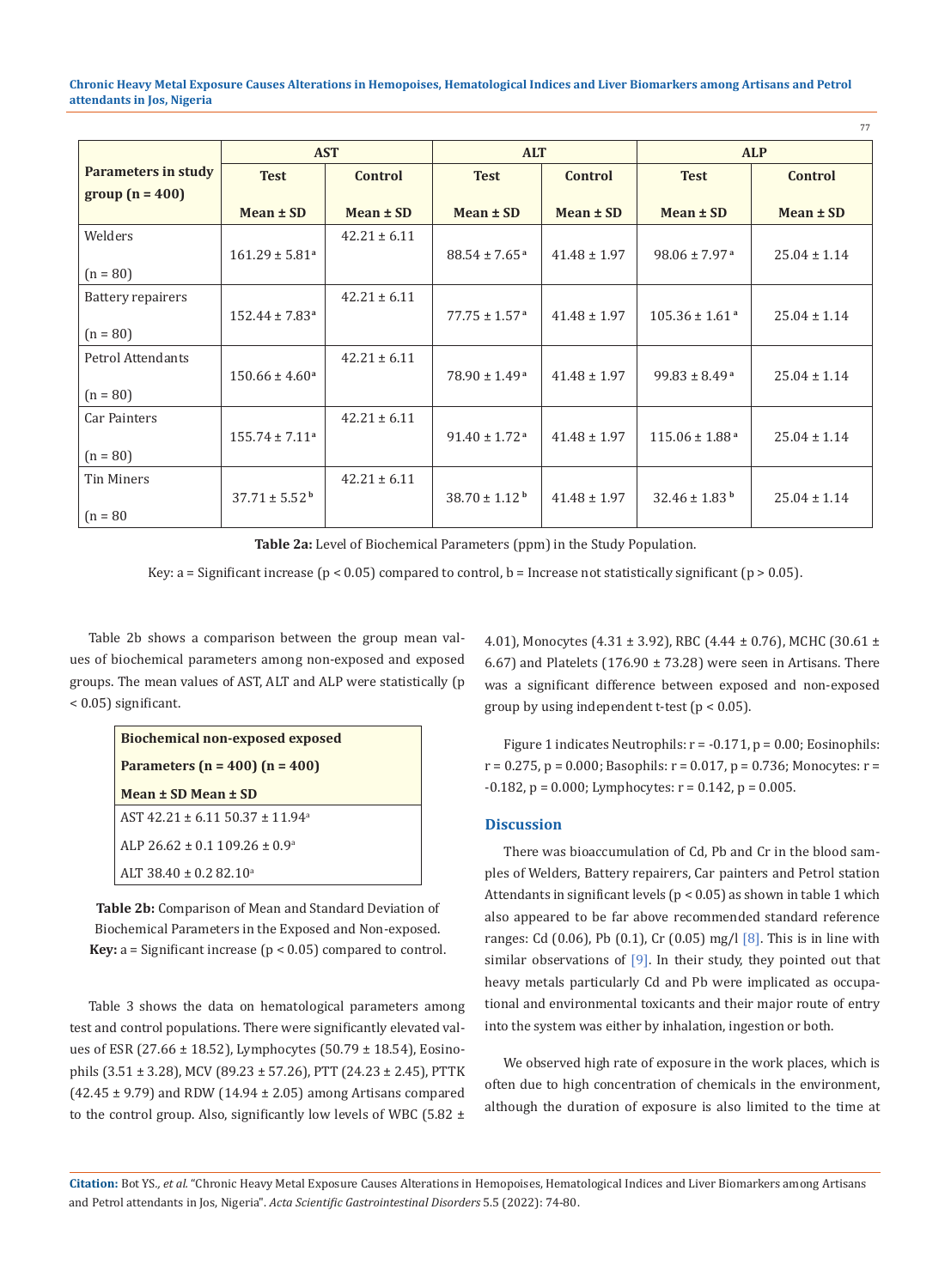| Parameters in study group (n = 400) | AST | | ALT | | ALP | |
|---|---|---|---|---|---|---|
| | Test | Control | Test | Control | Test | Control |
| | Mean ± SD | Mean ± SD | Mean ± SD | Mean ± SD | Mean ± SD | Mean ± SD |
| Welders (n = 80) | 161.29 ± 5.81[a] | 42.21 ± 6.11 | 88.54 ± 7.65[a] | 41.48 ± 1.97 | 98.06 ± 7.97[a] | 25.04 ± 1.14 |
| Battery repairers (n = 80) | 152.44 ± 7.83[a] | 42.21 ± 6.11 | 77.75 ± 1.57[a] | 41.48 ± 1.97 | 105.36 ± 1.61[a] | 25.04 ± 1.14 |
| Petrol Attendants (n = 80) | 150.66 ± 4.60[a] | 42.21 ± 6.11 | 78.90 ± 1.49[a] | 41.48 ± 1.97 | 99.83 ± 8.49[a] | 25.04 ± 1.14 |
| Car Painters (n = 80) | 155.74 ± 7.11[a] | 42.21 ± 6.11 | 91.40 ± 1.72[a] | 41.48 ± 1.97 | 115.06 ± 1.88[a] | 25.04 ± 1.14 |
| Tin Miners (n = 80 | 37.71 ± 5.52[b] | 42.21 ± 6.11 | 38.70 ± 1.12[b] | 41.48 ± 1.97 | 32.46 ± 1.83[b] | 25.04 ± 1.14 |

**Table 2a:** Level of Biochemical Parameters (ppm) in the Study Population.

Key: a = Significant increase ($p < 0.05$) compared to control, b = Increase not statistically significant ($p > 0.05$).

Table 2b shows a comparison between the group mean values of biochemical parameters among non-exposed and exposed groups. The mean values of AST, ALT and ALP were statistically ($p < 0.05$) significant.

| Biochemical Parameters | non-exposed (n = 400) Mean ± SD | exposed (n = 400) Mean ± SD |
|---|---|---|
| AST | 42.21 ± 6.11 | 50.37 ± 11.94[a] |
| ALP | 26.62 ± 0.1 | 109.26 ± 0.9[a] |
| ALT | 38.40 ± 0.2 | 82.10[a] |

**Table 2b:** Comparison of Mean and Standard Deviation of Biochemical Parameters in the Exposed and Non-exposed.
**Key:** a = Significant increase ($p < 0.05$) compared to control.

Table 3 shows the data on hematological parameters among test and control populations. There were significantly elevated values of ESR (27.66 ± 18.52), Lymphocytes (50.79 ± 18.54), Eosinophils (3.51 ± 3.28), MCV (89.23 ± 57.26), PTT (24.23 ± 2.45), PTTK (42.45 ± 9.79) and RDW (14.94 ± 2.05) among Artisans compared to the control group. Also, significantly low levels of WBC (5.82 ± 4.01), Monocytes (4.31 ± 3.92), RBC (4.44 ± 0.76), MCHC (30.61 ± 6.67) and Platelets (176.90 ± 73.28) were seen in Artisans. There was a significant difference between exposed and non-exposed group by using independent t-test ($p < 0.05$).

Figure 1 indicates Neutrophils: $r = -0.171$, $p = 0.00$; Eosinophils: $r = 0.275$, $p = 0.000$; Basophils: $r = 0.017$, $p = 0.736$; Monocytes: $r = -0.182$, $p = 0.000$; Lymphocytes: $r = 0.142$, $p = 0.005$.

## Discussion

There was bioaccumulation of Cd, Pb and Cr in the blood samples of Welders, Battery repairers, Car painters and Petrol station Attendants in significant levels ($p < 0.05$) as shown in table 1 which also appeared to be far above recommended standard reference ranges: Cd (0.06), Pb (0.1), Cr (0.05) mg/l [8]. This is in line with similar observations of [9]. In their study, they pointed out that heavy metals particularly Cd and Pb were implicated as occupational and environmental toxicants and their major route of entry into the system was either by inhalation, ingestion or both.

We observed high rate of exposure in the work places, which is often due to high concentration of chemicals in the environment, although the duration of exposure is also limited to the time at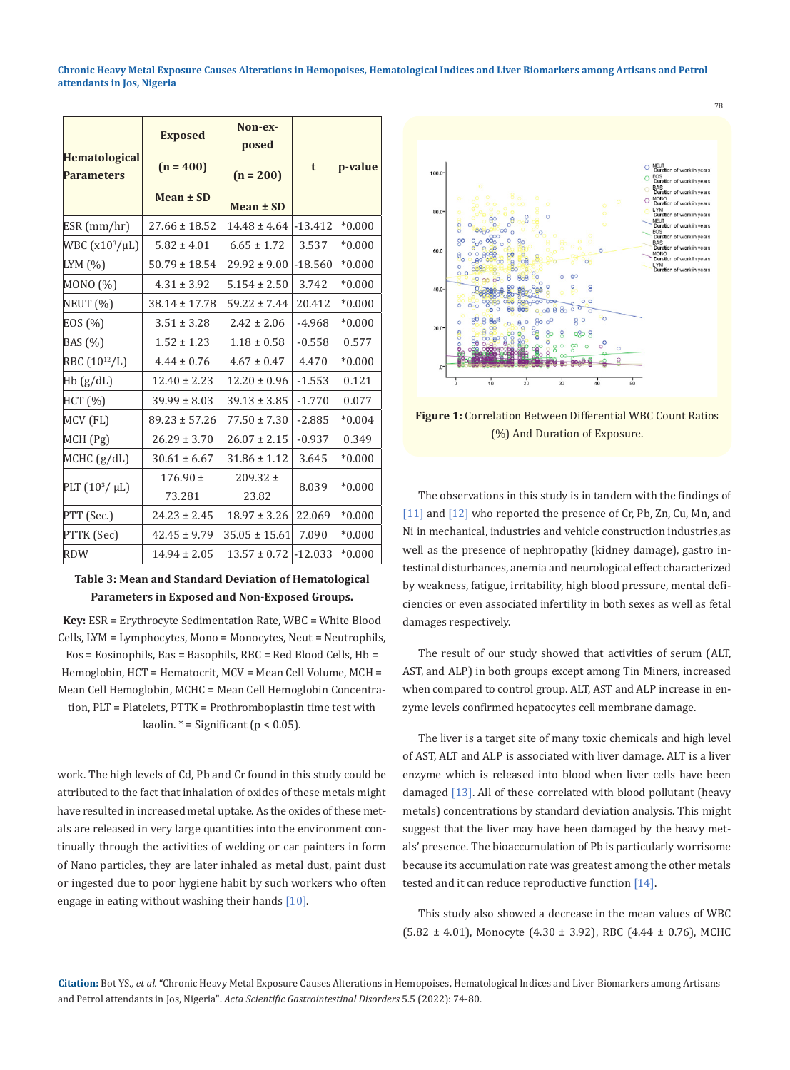| Hematological Parameters | Exposed (n = 400) Mean ± SD | Non-exposed (n = 200) Mean ± SD | t | p-value |
|---|---|---|---|---|
| ESR (mm/hr) | 27.66 ± 18.52 | 14.48 ± 4.64 | -13.412 | *0.000 |
| WBC (x$10^3$/μL) | 5.82 ± 4.01 | 6.65 ± 1.72 | 3.537 | *0.000 |
| LYM (%) | 50.79 ± 18.54 | 29.92 ± 9.00 | -18.560 | *0.000 |
| MONO (%) | 4.31 ± 3.92 | 5.154 ± 2.50 | 3.742 | *0.000 |
| NEUT (%) | 38.14 ± 17.78 | 59.22 ± 7.44 | 20.412 | *0.000 |
| EOS (%) | 3.51 ± 3.28 | 2.42 ± 2.06 | -4.968 | *0.000 |
| BAS (%) | 1.52 ± 1.23 | 1.18 ± 0.58 | -0.558 | 0.577 |
| RBC ($10^{12}$/L) | 4.44 ± 0.76 | 4.67 ± 0.47 | 4.470 | *0.000 |
| Hb (g/dL) | 12.40 ± 2.23 | 12.20 ± 0.96 | -1.553 | 0.121 |
| HCT (%) | 39.99 ± 8.03 | 39.13 ± 3.85 | -1.770 | 0.077 |
| MCV (FL) | 89.23 ± 57.26 | 77.50 ± 7.30 | -2.885 | *0.004 |
| MCH (Pg) | 26.29 ± 3.70 | 26.07 ± 2.15 | -0.937 | 0.349 |
| MCHC (g/dL) | 30.61 ± 6.67 | 31.86 ± 1.12 | 3.645 | *0.000 |
| PLT ($10^3$/ μL) | 176.90 ± 73.281 | 209.32 ± 23.82 | 8.039 | *0.000 |
| PTT (Sec.) | 24.23 ± 2.45 | 18.97 ± 3.26 | 22.069 | *0.000 |
| PTTK (Sec) | 42.45 ± 9.79 | 35.05 ± 15.61 | 7.090 | *0.000 |
| RDW | 14.94 ± 2.05 | 13.57 ± 0.72 | -12.033 | *0.000 |

**Table 3: Mean and Standard Deviation of Hematological Parameters in Exposed and Non-Exposed Groups.**

**Key:** ESR = Erythrocyte Sedimentation Rate, WBC = White Blood Cells, LYM = Lymphocytes, Mono = Monocytes, Neut = Neutrophils, Eos = Eosinophils, Bas = Basophils, RBC = Red Blood Cells, Hb = Hemoglobin, HCT = Hematocrit, MCV = Mean Cell Volume, MCH = Mean Cell Hemoglobin, MCHC = Mean Cell Hemoglobin Concentration, PLT = Platelets, PTTK = Prothromboplastin time test with kaolin. * = Significant ($p < 0.05$).

work. The high levels of Cd, Pb and Cr found in this study could be attributed to the fact that inhalation of oxides of these metals might have resulted in increased metal uptake. As the oxides of these metals are released in very large quantities into the environment continually through the activities of welding or car painters in form of Nano particles, they are later inhaled as metal dust, paint dust or ingested due to poor hygiene habit by such workers who often engage in eating without washing their hands [10].

**Figure 1:** Correlation Between Differential WBC Count Ratios (%) And Duration of Exposure.

The observations in this study is in tandem with the findings of [11] and [12] who reported the presence of Cr, Pb, Zn, Cu, Mn, and Ni in mechanical, industries and vehicle construction industries,as well as the presence of nephropathy (kidney damage), gastro intestinal disturbances, anemia and neurological effect characterized by weakness, fatigue, irritability, high blood pressure, mental deficiencies or even associated infertility in both sexes as well as fetal damages respectively.

The result of our study showed that activities of serum (ALT, AST, and ALP) in both groups except among Tin Miners, increased when compared to control group. ALT, AST and ALP increase in enzyme levels confirmed hepatocytes cell membrane damage.

The liver is a target site of many toxic chemicals and high level of AST, ALT and ALP is associated with liver damage. ALT is a liver enzyme which is released into blood when liver cells have been damaged [13]. All of these correlated with blood pollutant (heavy metals) concentrations by standard deviation analysis. This might suggest that the liver may have been damaged by the heavy metals' presence. The bioaccumulation of Pb is particularly worrisome because its accumulation rate was greatest among the other metals tested and it can reduce reproductive function [14].

This study also showed a decrease in the mean values of WBC (5.82 ± 4.01), Monocyte (4.30 ± 3.92), RBC (4.44 ± 0.76), MCHC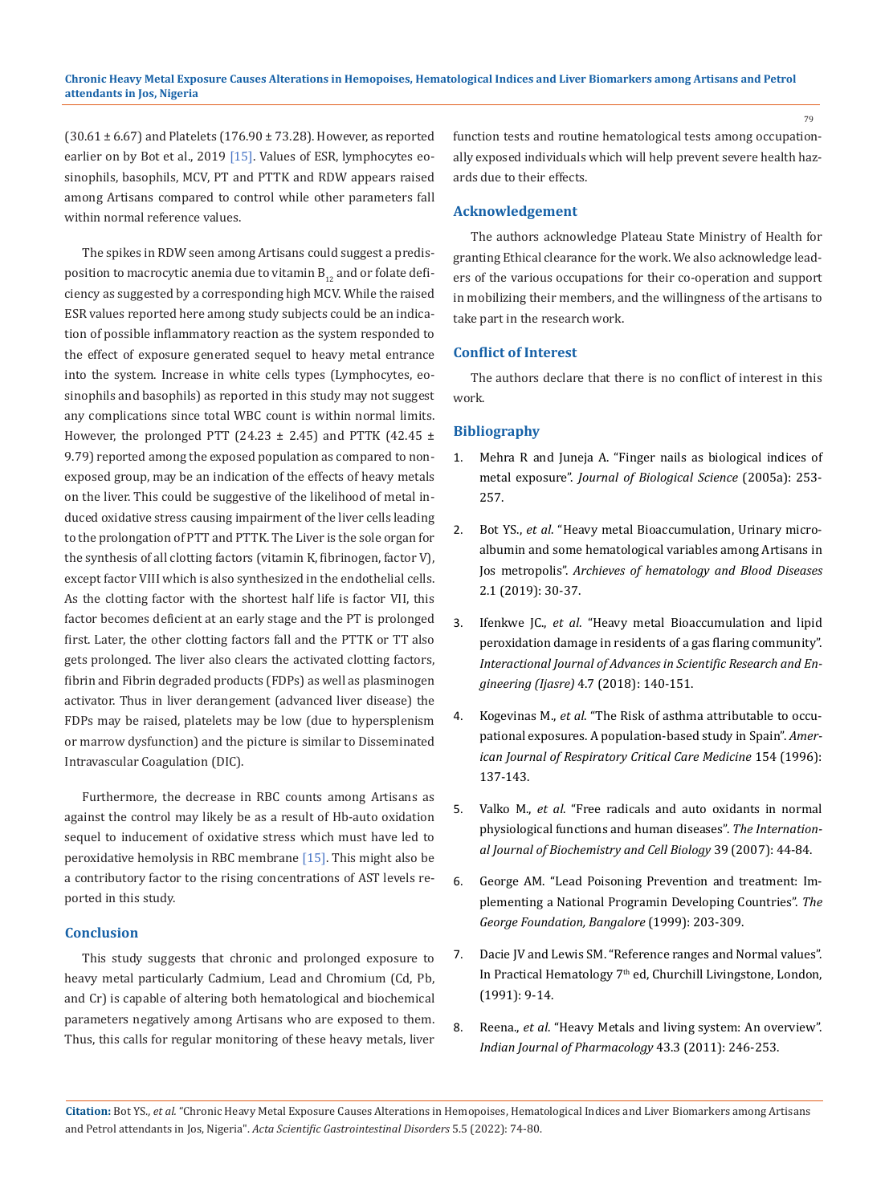(30.61 ± 6.67) and Platelets (176.90 ± 73.28). However, as reported earlier on by Bot et al., 2019 [15]. Values of ESR, lymphocytes eosinophils, basophils, MCV, PT and PTTK and RDW appears raised among Artisans compared to control while other parameters fall within normal reference values.

The spikes in RDW seen among Artisans could suggest a predisposition to macrocytic anemia due to vitamin $B_{12}$ and or folate deficiency as suggested by a corresponding high MCV. While the raised ESR values reported here among study subjects could be an indication of possible inflammatory reaction as the system responded to the effect of exposure generated sequel to heavy metal entrance into the system. Increase in white cells types (Lymphocytes, eosinophils and basophils) as reported in this study may not suggest any complications since total WBC count is within normal limits. However, the prolonged PTT (24.23 ± 2.45) and PTTK (42.45 ± 9.79) reported among the exposed population as compared to non-exposed group, may be an indication of the effects of heavy metals on the liver. This could be suggestive of the likelihood of metal induced oxidative stress causing impairment of the liver cells leading to the prolongation of PTT and PTTK. The Liver is the sole organ for the synthesis of all clotting factors (vitamin K, fibrinogen, factor V), except factor VIII which is also synthesized in the endothelial cells. As the clotting factor with the shortest half life is factor VII, this factor becomes deficient at an early stage and the PT is prolonged first. Later, the other clotting factors fall and the PTTK or TT also gets prolonged. The liver also clears the activated clotting factors, fibrin and Fibrin degraded products (FDPs) as well as plasminogen activator. Thus in liver derangement (advanced liver disease) the FDPs may be raised, platelets may be low (due to hypersplenism or marrow dysfunction) and the picture is similar to Disseminated Intravascular Coagulation (DIC).

Furthermore, the decrease in RBC counts among Artisans as against the control may likely be as a result of Hb-auto oxidation sequel to inducement of oxidative stress which must have led to peroxidative hemolysis in RBC membrane [15]. This might also be a contributory factor to the rising concentrations of AST levels reported in this study.

## Conclusion

This study suggests that chronic and prolonged exposure to heavy metal particularly Cadmium, Lead and Chromium (Cd, Pb, and Cr) is capable of altering both hematological and biochemical parameters negatively among Artisans who are exposed to them. Thus, this calls for regular monitoring of these heavy metals, liver function tests and routine hematological tests among occupationally exposed individuals which will help prevent severe health hazards due to their effects.

## Acknowledgement

The authors acknowledge Plateau State Ministry of Health for granting Ethical clearance for the work. We also acknowledge leaders of the various occupations for their co-operation and support in mobilizing their members, and the willingness of the artisans to take part in the research work.

## Conflict of Interest

The authors declare that there is no conflict of interest in this work.

## Bibliography

1. Mehra R and Juneja A. "Finger nails as biological indices of metal exposure". *Journal of Biological Science* (2005a): 253-257.
2. Bot YS., *et al*. "Heavy metal Bioaccumulation, Urinary microalbumin and some hematological variables among Artisans in Jos metropolis". *Archieves of hematology and Blood Diseases* 2.1 (2019): 30-37.
3. Ifenkwe JC., *et al*. "Heavy metal Bioaccumulation and lipid peroxidation damage in residents of a gas flaring community". *Interactional Journal of Advances in Scientific Research and Engineering (Ijasre)* 4.7 (2018): 140-151.
4. Kogevinas M., *et al*. "The Risk of asthma attributable to occupational exposures. A population-based study in Spain". *American Journal of Respiratory Critical Care Medicine* 154 (1996): 137-143.
5. Valko M., *et al*. "Free radicals and auto oxidants in normal physiological functions and human diseases". *The International Journal of Biochemistry and Cell Biology* 39 (2007): 44-84.
6. George AM. "Lead Poisoning Prevention and treatment: Implementing a National Programin Developing Countries". *The George Foundation, Bangalore* (1999): 203-309.
7. Dacie JV and Lewis SM. "Reference ranges and Normal values". In Practical Hematology 7th ed, Churchill Livingstone, London, (1991): 9-14.
8. Reena., *et al*. "Heavy Metals and living system: An overview". *Indian Journal of Pharmacology* 43.3 (2011): 246-253.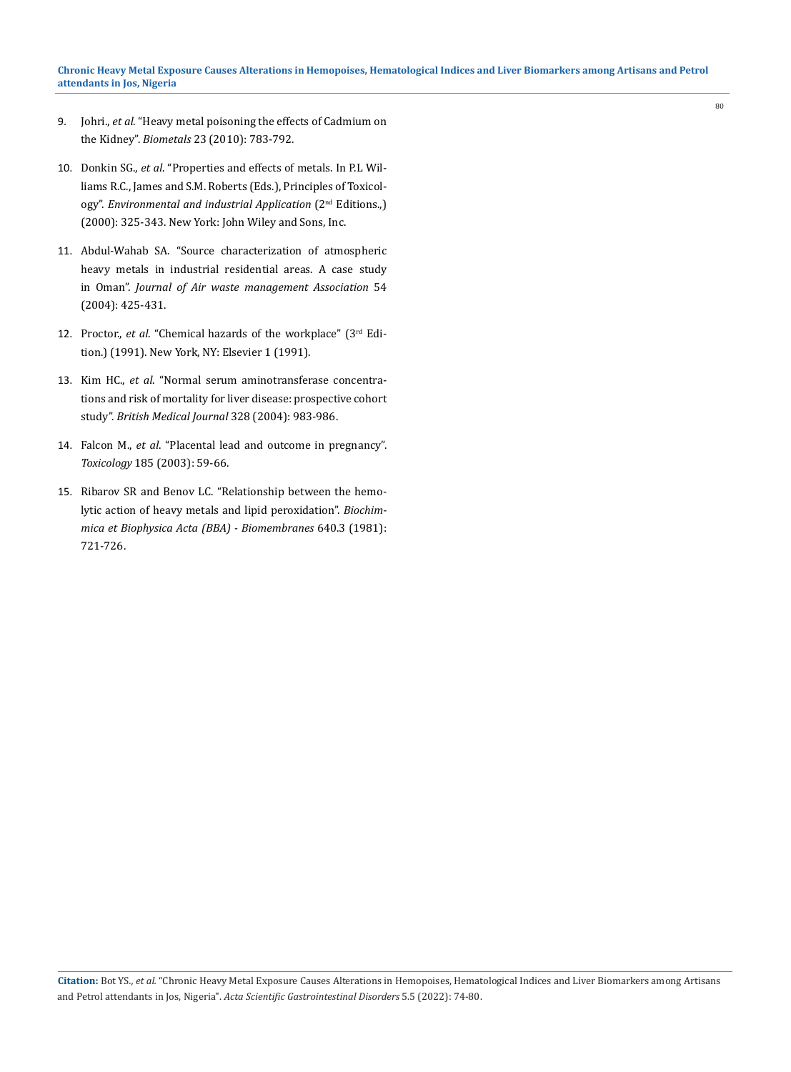9. Johri., *et al*. "Heavy metal poisoning the effects of Cadmium on the Kidney". *Biometals* 23 (2010): 783-792.

10. Donkin SG., *et al*. "Properties and effects of metals. In P.L Williams R.C., James and S.M. Roberts (Eds.), Principles of Toxicology". *Environmental and industrial Application* (2nd Editions.,) (2000): 325-343. New York: John Wiley and Sons, Inc.

11. Abdul-Wahab SA. "Source characterization of atmospheric heavy metals in industrial residential areas. A case study in Oman". *Journal of Air waste management Association* 54 (2004): 425-431.

12. Proctor., *et al*. "Chemical hazards of the workplace" (3rd Edition.) (1991). New York, NY: Elsevier 1 (1991).

13. Kim HC., *et al*. "Normal serum aminotransferase concentrations and risk of mortality for liver disease: prospective cohort study". *British Medical Journal* 328 (2004): 983-986.

14. Falcon M., *et al*. "Placental lead and outcome in pregnancy". *Toxicology* 185 (2003): 59-66.

15. Ribarov SR and Benov LC. "Relationship between the hemolytic action of heavy metals and lipid peroxidation". *Biochimmica et Biophysica Acta (BBA) - Biomembranes* 640.3 (1981): 721-726.